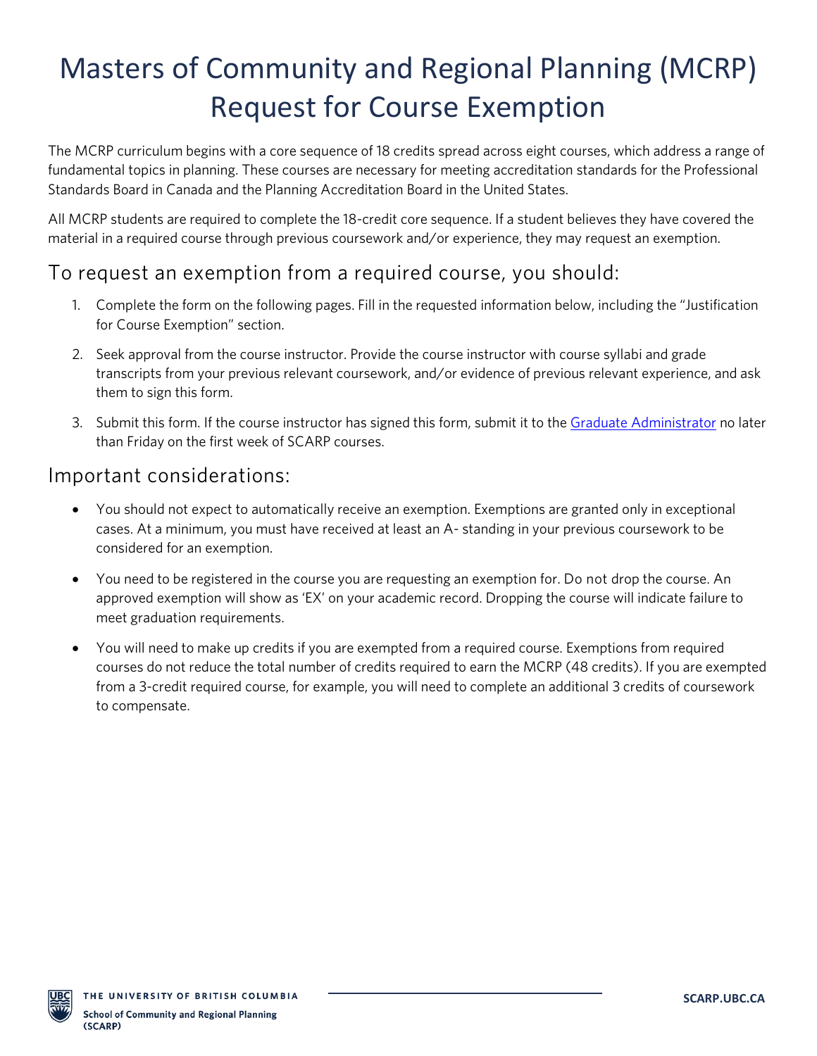# Masters of Community and Regional Planning (MCRP) Request for Course Exemption

The MCRP curriculum begins with a core sequence of 18 credits spread across eight courses, which address a range of fundamental topics in planning. These courses are necessary for meeting accreditation standards for the Professional Standards Board in Canada and the Planning Accreditation Board in the United States.

All MCRP students are required to complete the 18-credit core sequence. If a student believes they have covered the material in a required course through previous coursework and/or experience, they may request an exemption.

## To request an exemption from a required course, you should:

1. Complete the form on the following pages. Fill in the requested information below, including the "Justification for Course Exemption" section.
2. Seek approval from the course instructor. Provide the course instructor with course syllabi and grade transcripts from your previous relevant coursework, and/or evidence of previous relevant experience, and ask them to sign this form.
3. Submit this form. If the course instructor has signed this form, submit it to the Graduate Administrator no later than Friday on the first week of SCARP courses.

## Important considerations:

- You should not expect to automatically receive an exemption. Exemptions are granted only in exceptional cases. At a minimum, you must have received at least an A- standing in your previous coursework to be considered for an exemption.
- You need to be registered in the course you are requesting an exemption for. Do not drop the course. An approved exemption will show as 'EX' on your academic record. Dropping the course will indicate failure to meet graduation requirements.
- You will need to make up credits if you are exempted from a required course. Exemptions from required courses do not reduce the total number of credits required to earn the MCRP (48 credits). If you are exempted from a 3-credit required course, for example, you will need to complete an additional 3 credits of coursework to compensate.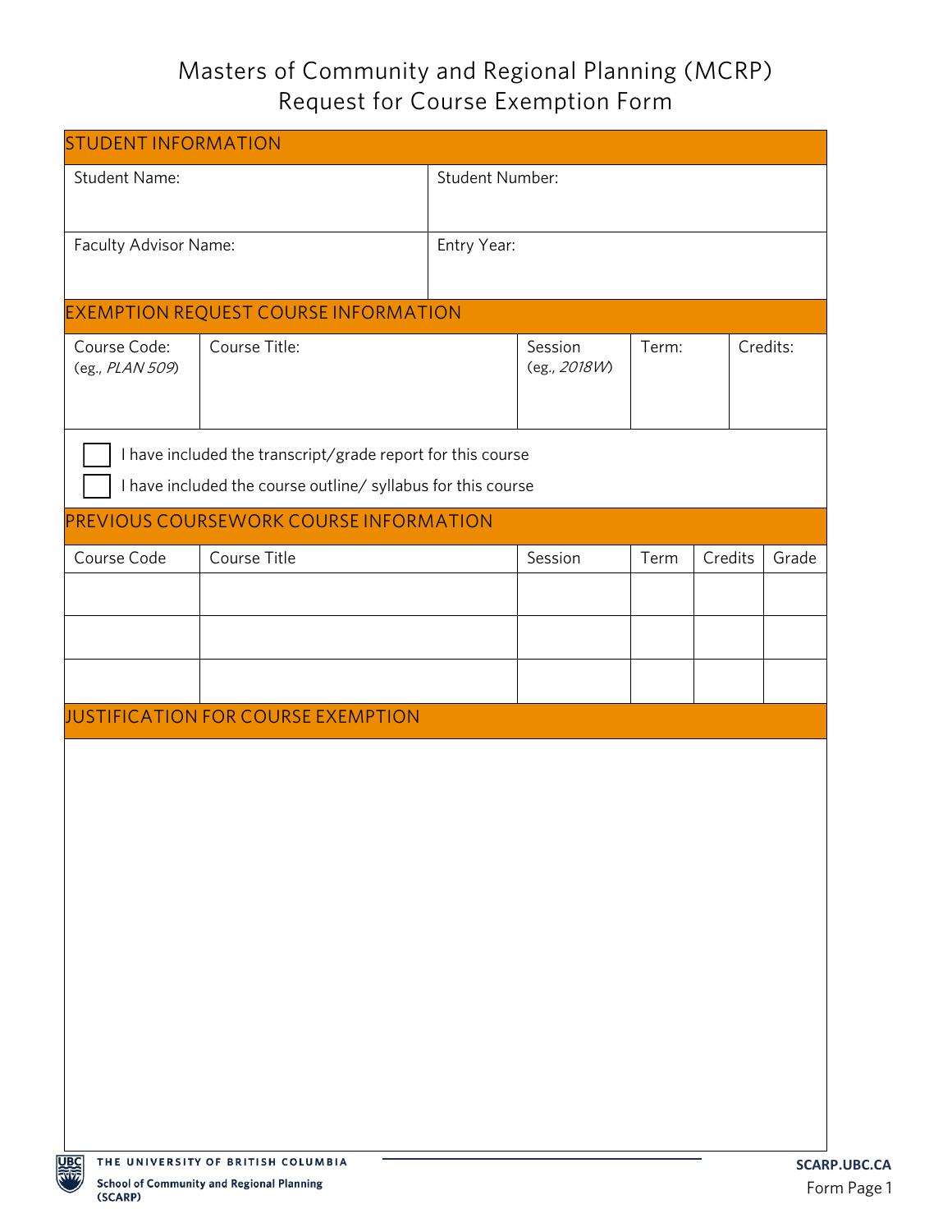# Masters of Community and Regional Planning (MCRP)
# Request for Course Exemption Form

## STUDENT INFORMATION

| Student Name: | Student Number: |
|---|---|
| Faculty Advisor Name: | Entry Year: |

## EXEMPTION REQUEST COURSE INFORMATION

| Course Code: (eg., *PLAN 509*) | Course Title: | Session (eg., *2018W*) | Term: | Credits: |
|---|---|---|---|---|
| | | | | |

☐ I have included the transcript/grade report for this course

☐ I have included the course outline/ syllabus for this course

## PREVIOUS COURSEWORK COURSE INFORMATION

| Course Code | Course Title | Session | Term | Credits | Grade |
|---|---|---|---|---|---|
| | | | | | |
| | | | | | |
| | | | | | |

## JUSTIFICATION FOR COURSE EXEMPTION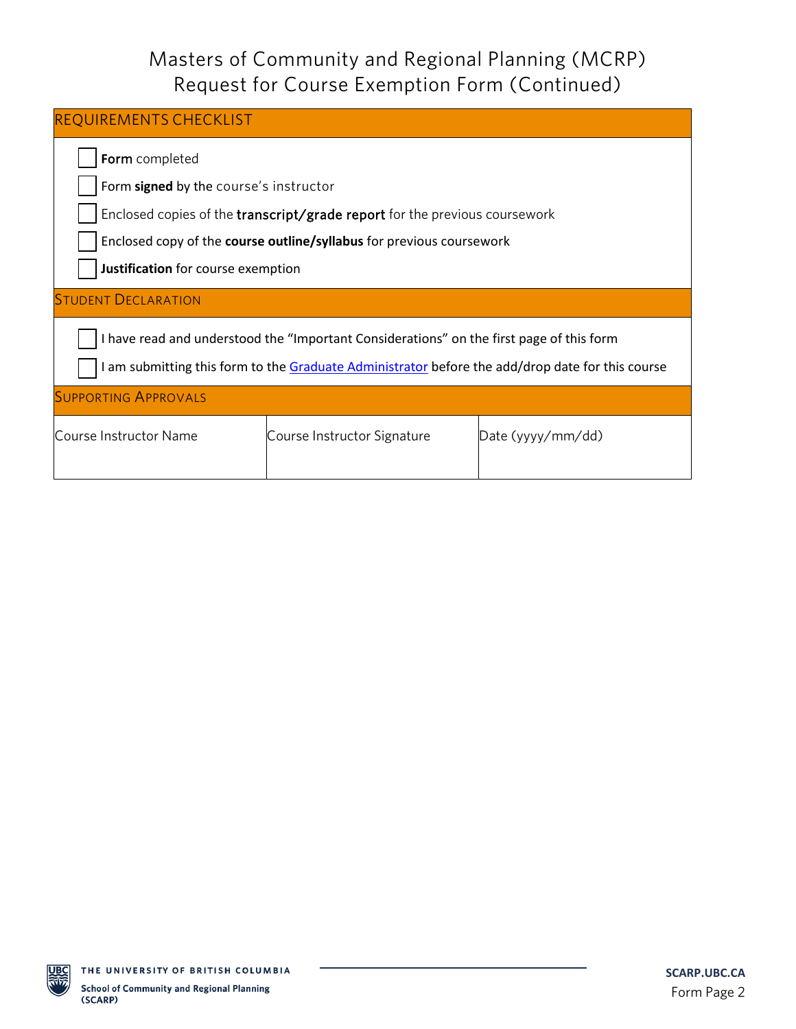# Masters of Community and Regional Planning (MCRP)
# Request for Course Exemption Form (Continued)

## REQUIREMENTS CHECKLIST

- [ ] **Form** completed
- [ ] Form **signed** by the course's instructor
- [ ] Enclosed copies of the **transcript/grade report** for the previous coursework
- [ ] Enclosed copy of the **course outline/syllabus** for previous coursework
- [ ] **Justification** for course exemption

## STUDENT DECLARATION

- [ ] I have read and understood the "Important Considerations" on the first page of this form
- [ ] I am submitting this form to the Graduate Administrator before the add/drop date for this course

## SUPPORTING APPROVALS

| Course Instructor Name | Course Instructor Signature | Date (yyyy/mm/dd) |
|---|---|---|
| | | |